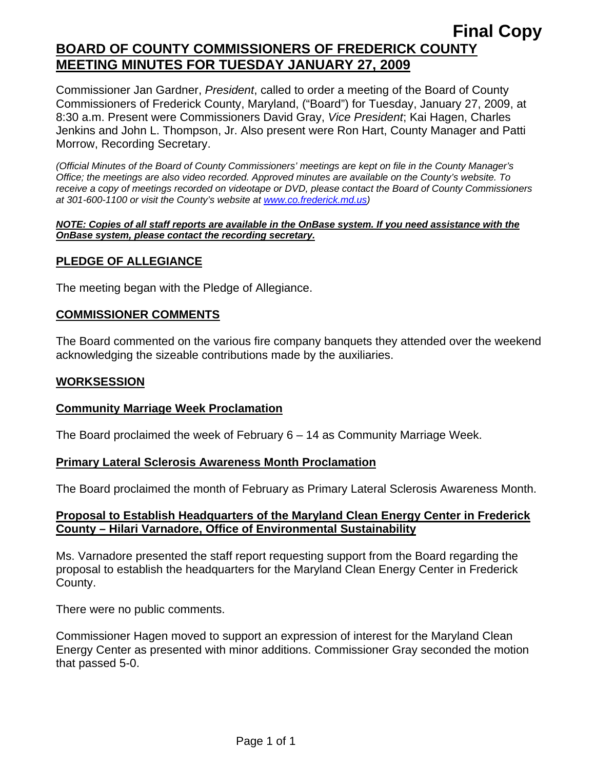**Final Copy**

# BOARD OF COUNTY COMMISSIONERS OF FREDERICK COUNTY MEETING MINUTES FOR TUESDAY JANUARY 27, 2009

Commissioner Jan Gardner, *President*, called to order a meeting of the Board of County Commissioners of Frederick County, Maryland, ("Board") for Tuesday, January 27, 2009, at 8:30 a.m. Present were Commissioners David Gray, *Vice President*; Kai Hagen, Charles Jenkins and John L. Thompson, Jr. Also present were Ron Hart, County Manager and Patti Morrow, Recording Secretary.

*(Official Minutes of the Board of County Commissioners' meetings are kept on file in the County Manager's Office; the meetings are also video recorded. Approved minutes are available on the County's website. To receive a copy of meetings recorded on videotape or DVD, please contact the Board of County Commissioners at 301-600-1100 or visit the County's website at www.co.frederick.md.us)*

***NOTE: Copies of all staff reports are available in the OnBase system. If you need assistance with the OnBase system, please contact the recording secretary.***

## PLEDGE OF ALLEGIANCE

The meeting began with the Pledge of Allegiance.

## COMMISSIONER COMMENTS

The Board commented on the various fire company banquets they attended over the weekend acknowledging the sizeable contributions made by the auxiliaries.

## WORKSESSION

### Community Marriage Week Proclamation

The Board proclaimed the week of February 6 – 14 as Community Marriage Week.

### Primary Lateral Sclerosis Awareness Month Proclamation

The Board proclaimed the month of February as Primary Lateral Sclerosis Awareness Month.

### Proposal to Establish Headquarters of the Maryland Clean Energy Center in Frederick County – Hilari Varnadore, Office of Environmental Sustainability

Ms. Varnadore presented the staff report requesting support from the Board regarding the proposal to establish the headquarters for the Maryland Clean Energy Center in Frederick County.

There were no public comments.

Commissioner Hagen moved to support an expression of interest for the Maryland Clean Energy Center as presented with minor additions. Commissioner Gray seconded the motion that passed 5-0.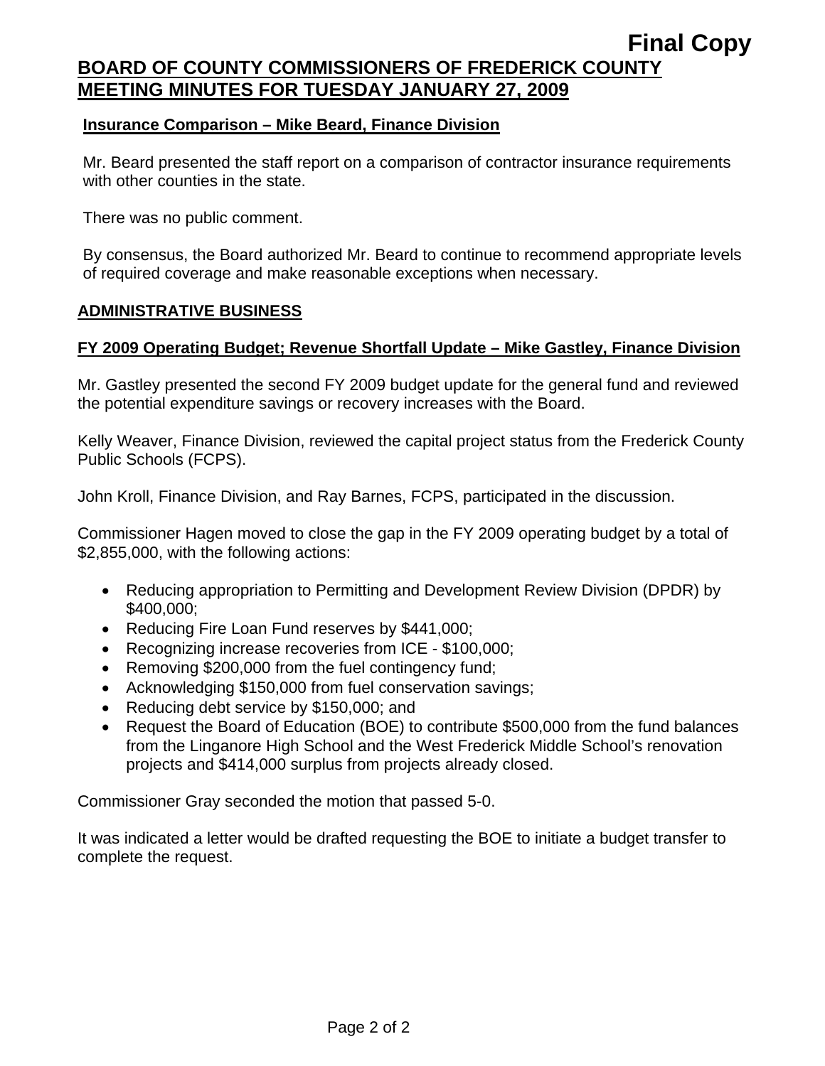**Final Copy**

# BOARD OF COUNTY COMMISSIONERS OF FREDERICK COUNTY MEETING MINUTES FOR TUESDAY JANUARY 27, 2009

### Insurance Comparison – Mike Beard, Finance Division

Mr. Beard presented the staff report on a comparison of contractor insurance requirements with other counties in the state.

There was no public comment.

By consensus, the Board authorized Mr. Beard to continue to recommend appropriate levels of required coverage and make reasonable exceptions when necessary.

## ADMINISTRATIVE BUSINESS

### FY 2009 Operating Budget; Revenue Shortfall Update – Mike Gastley, Finance Division

Mr. Gastley presented the second FY 2009 budget update for the general fund and reviewed the potential expenditure savings or recovery increases with the Board.

Kelly Weaver, Finance Division, reviewed the capital project status from the Frederick County Public Schools (FCPS).

John Kroll, Finance Division, and Ray Barnes, FCPS, participated in the discussion.

Commissioner Hagen moved to close the gap in the FY 2009 operating budget by a total of $2,855,000, with the following actions:

- Reducing appropriation to Permitting and Development Review Division (DPDR) by $400,000;
- Reducing Fire Loan Fund reserves by $441,000;
- Recognizing increase recoveries from ICE - $100,000;
- Removing $200,000 from the fuel contingency fund;
- Acknowledging $150,000 from fuel conservation savings;
- Reducing debt service by $150,000; and
- Request the Board of Education (BOE) to contribute $500,000 from the fund balances from the Linganore High School and the West Frederick Middle School's renovation projects and $414,000 surplus from projects already closed.

Commissioner Gray seconded the motion that passed 5-0.

It was indicated a letter would be drafted requesting the BOE to initiate a budget transfer to complete the request.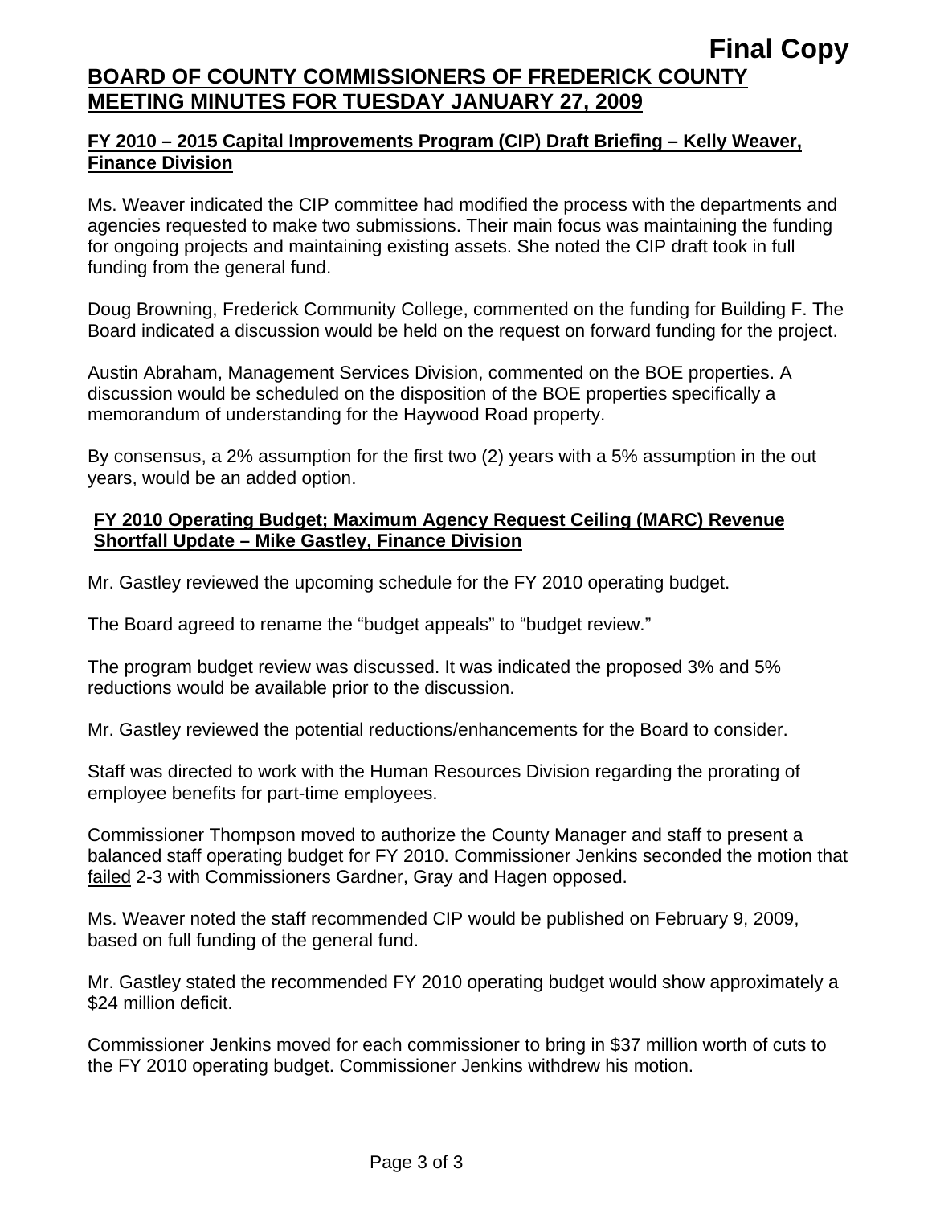**Final Copy**

# BOARD OF COUNTY COMMISSIONERS OF FREDERICK COUNTY MEETING MINUTES FOR TUESDAY JANUARY 27, 2009

## FY 2010 – 2015 Capital Improvements Program (CIP) Draft Briefing – Kelly Weaver, Finance Division

Ms. Weaver indicated the CIP committee had modified the process with the departments and agencies requested to make two submissions. Their main focus was maintaining the funding for ongoing projects and maintaining existing assets. She noted the CIP draft took in full funding from the general fund.

Doug Browning, Frederick Community College, commented on the funding for Building F. The Board indicated a discussion would be held on the request on forward funding for the project.

Austin Abraham, Management Services Division, commented on the BOE properties. A discussion would be scheduled on the disposition of the BOE properties specifically a memorandum of understanding for the Haywood Road property.

By consensus, a 2% assumption for the first two (2) years with a 5% assumption in the out years, would be an added option.

## FY 2010 Operating Budget; Maximum Agency Request Ceiling (MARC) Revenue Shortfall Update – Mike Gastley, Finance Division

Mr. Gastley reviewed the upcoming schedule for the FY 2010 operating budget.

The Board agreed to rename the "budget appeals" to "budget review."

The program budget review was discussed. It was indicated the proposed 3% and 5% reductions would be available prior to the discussion.

Mr. Gastley reviewed the potential reductions/enhancements for the Board to consider.

Staff was directed to work with the Human Resources Division regarding the prorating of employee benefits for part-time employees.

Commissioner Thompson moved to authorize the County Manager and staff to present a balanced staff operating budget for FY 2010. Commissioner Jenkins seconded the motion that failed 2-3 with Commissioners Gardner, Gray and Hagen opposed.

Ms. Weaver noted the staff recommended CIP would be published on February 9, 2009, based on full funding of the general fund.

Mr. Gastley stated the recommended FY 2010 operating budget would show approximately a $24 million deficit.

Commissioner Jenkins moved for each commissioner to bring in $37 million worth of cuts to the FY 2010 operating budget. Commissioner Jenkins withdrew his motion.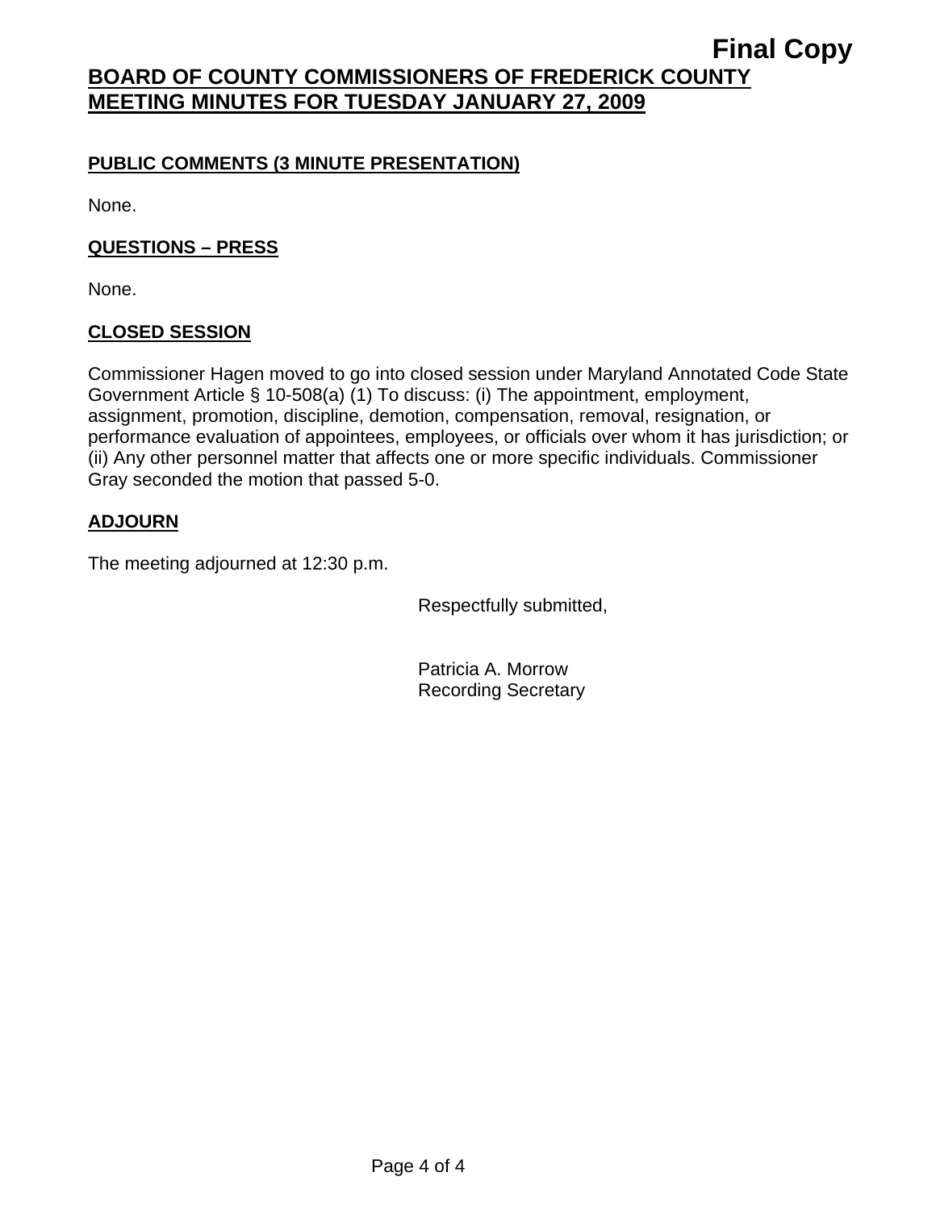**PUBLIC COMMENTS (3 MINUTE PRESENTATION)**

None.

**QUESTIONS – PRESS**

None.

**CLOSED SESSION**

Commissioner Hagen moved to go into closed session under Maryland Annotated Code State Government Article § 10-508(a) (1) To discuss: (i) The appointment, employment, assignment, promotion, discipline, demotion, compensation, removal, resignation, or performance evaluation of appointees, employees, or officials over whom it has jurisdiction; or (ii) Any other personnel matter that affects one or more specific individuals. Commissioner Gray seconded the motion that passed 5-0.

**ADJOURN**

The meeting adjourned at 12:30 p.m.

Respectfully submitted,

Patricia A. Morrow
Recording Secretary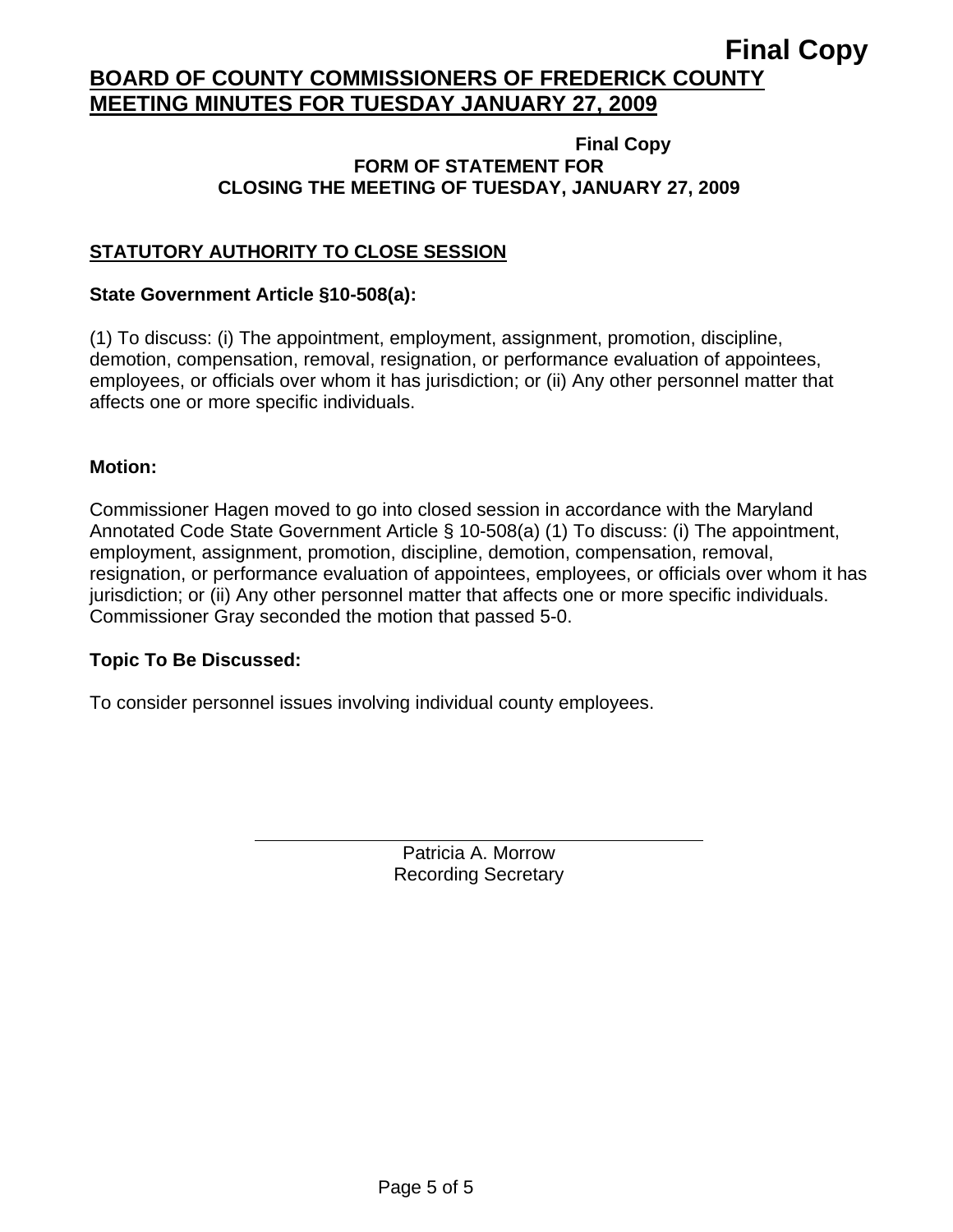**Final Copy**

**FORM OF STATEMENT FOR**
**CLOSING THE MEETING OF TUESDAY, JANUARY 27, 2009**

## STATUTORY AUTHORITY TO CLOSE SESSION

**State Government Article §10-508(a):**

(1) To discuss: (i) The appointment, employment, assignment, promotion, discipline, demotion, compensation, removal, resignation, or performance evaluation of appointees, employees, or officials over whom it has jurisdiction; or (ii) Any other personnel matter that affects one or more specific individuals.

**Motion:**

Commissioner Hagen moved to go into closed session in accordance with the Maryland Annotated Code State Government Article § 10-508(a) (1) To discuss: (i) The appointment, employment, assignment, promotion, discipline, demotion, compensation, removal, resignation, or performance evaluation of appointees, employees, or officials over whom it has jurisdiction; or (ii) Any other personnel matter that affects one or more specific individuals. Commissioner Gray seconded the motion that passed 5-0.

**Topic To Be Discussed:**

To consider personnel issues involving individual county employees.

Patricia A. Morrow
Recording Secretary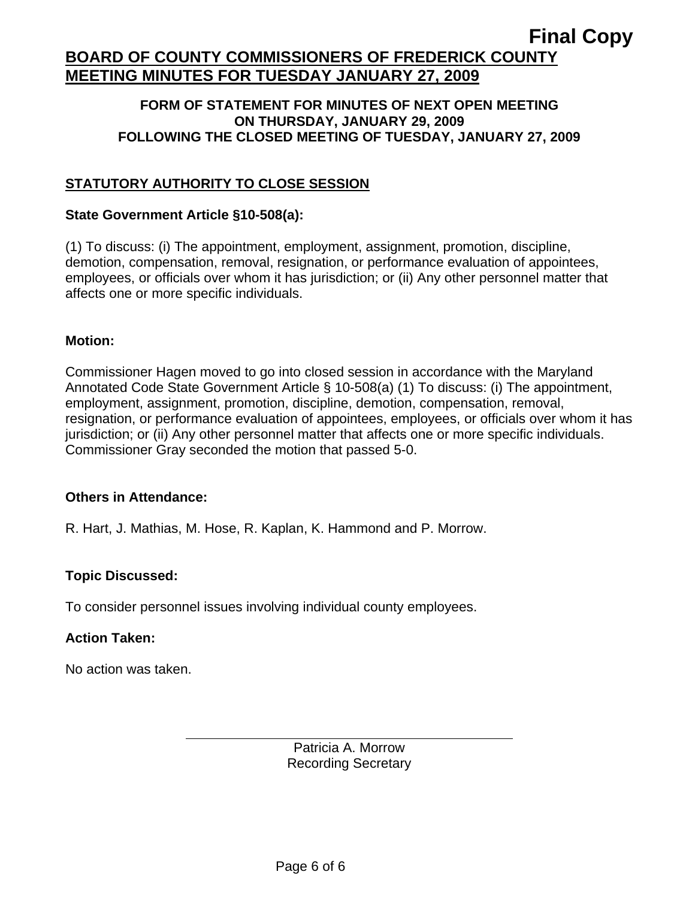Final Copy

# BOARD OF COUNTY COMMISSIONERS OF FREDERICK COUNTY
# MEETING MINUTES FOR TUESDAY JANUARY 27, 2009

**FORM OF STATEMENT FOR MINUTES OF NEXT OPEN MEETING
ON THURSDAY, JANUARY 29, 2009
FOLLOWING THE CLOSED MEETING OF TUESDAY, JANUARY 27, 2009**

## STATUTORY AUTHORITY TO CLOSE SESSION

**State Government Article §10-508(a):**

(1) To discuss: (i) The appointment, employment, assignment, promotion, discipline, demotion, compensation, removal, resignation, or performance evaluation of appointees, employees, or officials over whom it has jurisdiction; or (ii) Any other personnel matter that affects one or more specific individuals.

**Motion:**

Commissioner Hagen moved to go into closed session in accordance with the Maryland Annotated Code State Government Article § 10-508(a) (1) To discuss: (i) The appointment, employment, assignment, promotion, discipline, demotion, compensation, removal, resignation, or performance evaluation of appointees, employees, or officials over whom it has jurisdiction; or (ii) Any other personnel matter that affects one or more specific individuals. Commissioner Gray seconded the motion that passed 5-0.

**Others in Attendance:**

R. Hart, J. Mathias, M. Hose, R. Kaplan, K. Hammond and P. Morrow.

**Topic Discussed:**

To consider personnel issues involving individual county employees.

**Action Taken:**

No action was taken.

Patricia A. Morrow
Recording Secretary